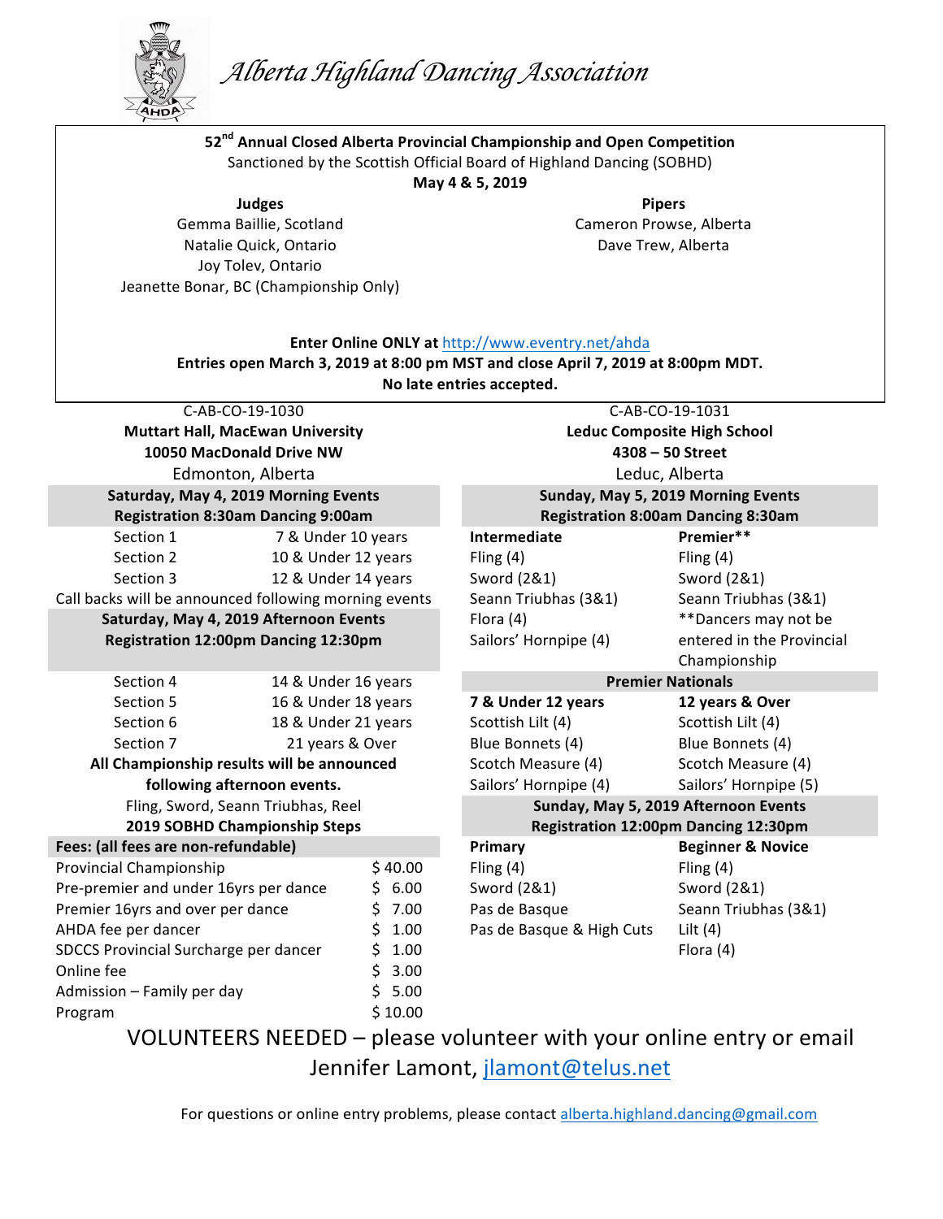# Alberta Highland Dancing Association

**52nd Annual Closed Alberta Provincial Championship and Open Competition**

Sanctioned by the Scottish Official Board of Highland Dancing (SOBHD)

**May 4 & 5, 2019**

**Judges**

Gemma Baillie, Scotland
Natalie Quick, Ontario
Joy Tolev, Ontario
Jeanette Bonar, BC (Championship Only)

**Pipers**

Cameron Prowse, Alberta
Dave Trew, Alberta

**Enter Online ONLY at** http://www.eventry.net/ahda

**Entries open March 3, 2019 at 8:00 pm MST and close April 7, 2019 at 8:00pm MDT.**

**No late entries accepted.**

C-AB-CO-19-1030

**Muttart Hall, MacEwan University**
**10050 MacDonald Drive NW**
Edmonton, Alberta

**Saturday, May 4, 2019 Morning Events**
**Registration 8:30am Dancing 9:00am**

| Section | Age |
|---|---|
| Section 1 | 7 & Under 10 years |
| Section 2 | 10 & Under 12 years |
| Section 3 | 12 & Under 14 years |

Call backs will be announced following morning events

**Saturday, May 4, 2019 Afternoon Events**
**Registration 12:00pm Dancing 12:30pm**

| Section | Age |
|---|---|
| Section 4 | 14 & Under 16 years |
| Section 5 | 16 & Under 18 years |
| Section 6 | 18 & Under 21 years |
| Section 7 | 21 years & Over |

**All Championship results will be announced following afternoon events.**

Fling, Sword, Seann Triubhas, Reel

**2019 SOBHD Championship Steps**

| **Fees: (all fees are non-refundable)** | |
|---|---|
| Provincial Championship | $ 40.00 |
| Pre-premier and under 16yrs per dance | $ 6.00 |
| Premier 16yrs and over per dance | $ 7.00 |
| AHDA fee per dancer | $ 1.00 |
| SDCCS Provincial Surcharge per dancer | $ 1.00 |
| Online fee | $ 3.00 |
| Admission – Family per day | $ 5.00 |
| Program | $ 10.00 |

C-AB-CO-19-1031

**Leduc Composite High School**
**4308 – 50 Street**
Leduc, Alberta

**Sunday, May 5, 2019 Morning Events**
**Registration 8:00am Dancing 8:30am**

| **Intermediate** | **Premier\*\*** |
|---|---|
| Fling (4) | Fling (4) |
| Sword (2&1) | Sword (2&1) |
| Seann Triubhas (3&1) | Seann Triubhas (3&1) |
| Flora (4) | \*\*Dancers may not be entered in the Provincial Championship |
| Sailors' Hornpipe (4) | |

**Premier Nationals**

| **7 & Under 12 years** | **12 years & Over** |
|---|---|
| Scottish Lilt (4) | Scottish Lilt (4) |
| Blue Bonnets (4) | Blue Bonnets (4) |
| Scotch Measure (4) | Scotch Measure (4) |
| Sailors' Hornpipe (4) | Sailors' Hornpipe (5) |

**Sunday, May 5, 2019 Afternoon Events**
**Registration 12:00pm Dancing 12:30pm**

| **Primary** | **Beginner & Novice** |
|---|---|
| Fling (4) | Fling (4) |
| Sword (2&1) | Sword (2&1) |
| Pas de Basque | Seann Triubhas (3&1) |
| Pas de Basque & High Cuts | Lilt (4) |
| | Flora (4) |

VOLUNTEERS NEEDED – please volunteer with your online entry or email Jennifer Lamont, jlamont@telus.net

For questions or online entry problems, please contact alberta.highland.dancing@gmail.com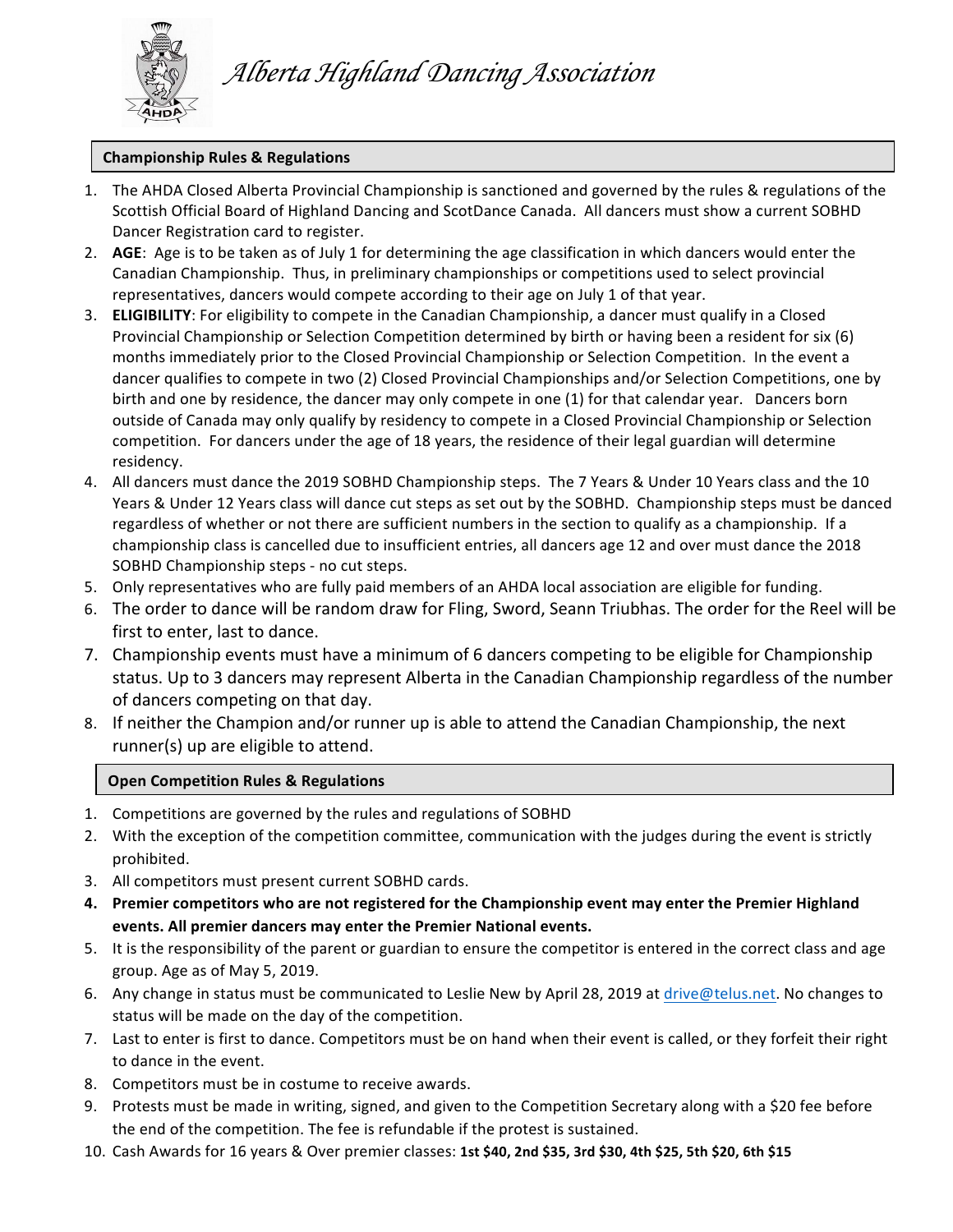# *Alberta Highland Dancing Association*

## Championship Rules & Regulations

1. The AHDA Closed Alberta Provincial Championship is sanctioned and governed by the rules & regulations of the Scottish Official Board of Highland Dancing and ScotDance Canada. All dancers must show a current SOBHD Dancer Registration card to register.
2. **AGE**: Age is to be taken as of July 1 for determining the age classification in which dancers would enter the Canadian Championship. Thus, in preliminary championships or competitions used to select provincial representatives, dancers would compete according to their age on July 1 of that year.
3. **ELIGIBILITY**: For eligibility to compete in the Canadian Championship, a dancer must qualify in a Closed Provincial Championship or Selection Competition determined by birth or having been a resident for six (6) months immediately prior to the Closed Provincial Championship or Selection Competition. In the event a dancer qualifies to compete in two (2) Closed Provincial Championships and/or Selection Competitions, one by birth and one by residence, the dancer may only compete in one (1) for that calendar year. Dancers born outside of Canada may only qualify by residency to compete in a Closed Provincial Championship or Selection competition. For dancers under the age of 18 years, the residence of their legal guardian will determine residency.
4. All dancers must dance the 2019 SOBHD Championship steps. The 7 Years & Under 10 Years class and the 10 Years & Under 12 Years class will dance cut steps as set out by the SOBHD. Championship steps must be danced regardless of whether or not there are sufficient numbers in the section to qualify as a championship. If a championship class is cancelled due to insufficient entries, all dancers age 12 and over must dance the 2018 SOBHD Championship steps - no cut steps.
5. Only representatives who are fully paid members of an AHDA local association are eligible for funding.
6. The order to dance will be random draw for Fling, Sword, Seann Triubhas. The order for the Reel will be first to enter, last to dance.
7. Championship events must have a minimum of 6 dancers competing to be eligible for Championship status. Up to 3 dancers may represent Alberta in the Canadian Championship regardless of the number of dancers competing on that day.
8. If neither the Champion and/or runner up is able to attend the Canadian Championship, the next runner(s) up are eligible to attend.

## Open Competition Rules & Regulations

1. Competitions are governed by the rules and regulations of SOBHD
2. With the exception of the competition committee, communication with the judges during the event is strictly prohibited.
3. All competitors must present current SOBHD cards.
4. **Premier competitors who are not registered for the Championship event may enter the Premier Highland events. All premier dancers may enter the Premier National events.**
5. It is the responsibility of the parent or guardian to ensure the competitor is entered in the correct class and age group. Age as of May 5, 2019.
6. Any change in status must be communicated to Leslie New by April 28, 2019 at drive@telus.net. No changes to status will be made on the day of the competition.
7. Last to enter is first to dance. Competitors must be on hand when their event is called, or they forfeit their right to dance in the event.
8. Competitors must be in costume to receive awards.
9. Protests must be made in writing, signed, and given to the Competition Secretary along with a $20 fee before the end of the competition. The fee is refundable if the protest is sustained.
10. Cash Awards for 16 years & Over premier classes: **1st $40, 2nd $35, 3rd $30, 4th $25, 5th $20, 6th $15**